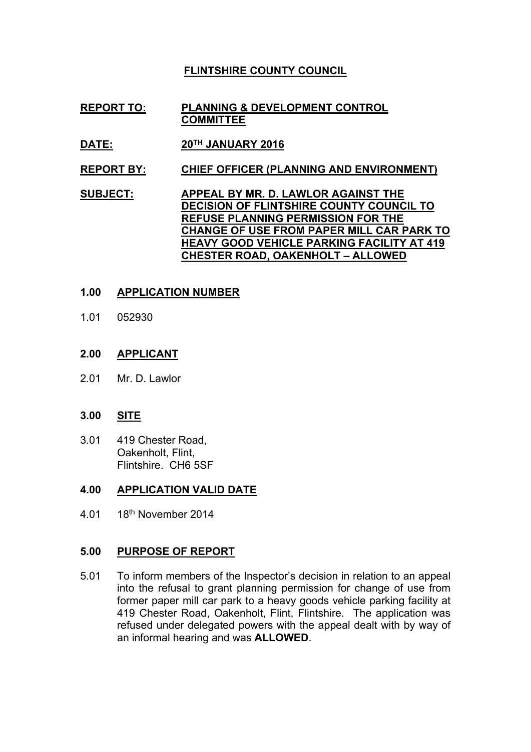# FLINTSHIRE COUNTY COUNCIL

**REPORT TO:** **PLANNING & DEVELOPMENT CONTROL COMMITTEE**

**DATE:** **20TH JANUARY 2016**

**REPORT BY:** **CHIEF OFFICER (PLANNING AND ENVIRONMENT)**

**SUBJECT:** **APPEAL BY MR. D. LAWLOR AGAINST THE DECISION OF FLINTSHIRE COUNTY COUNCIL TO REFUSE PLANNING PERMISSION FOR THE CHANGE OF USE FROM PAPER MILL CAR PARK TO HEAVY GOOD VEHICLE PARKING FACILITY AT 419 CHESTER ROAD, OAKENHOLT – ALLOWED**

## 1.00 APPLICATION NUMBER

1.01 052930

## 2.00 APPLICANT

2.01 Mr. D. Lawlor

## 3.00 SITE

3.01 419 Chester Road,
Oakenholt, Flint,
Flintshire. CH6 5SF

## 4.00 APPLICATION VALID DATE

4.01 18th November 2014

## 5.00 PURPOSE OF REPORT

5.01 To inform members of the Inspector's decision in relation to an appeal into the refusal to grant planning permission for change of use from former paper mill car park to a heavy goods vehicle parking facility at 419 Chester Road, Oakenholt, Flint, Flintshire. The application was refused under delegated powers with the appeal dealt with by way of an informal hearing and was **ALLOWED**.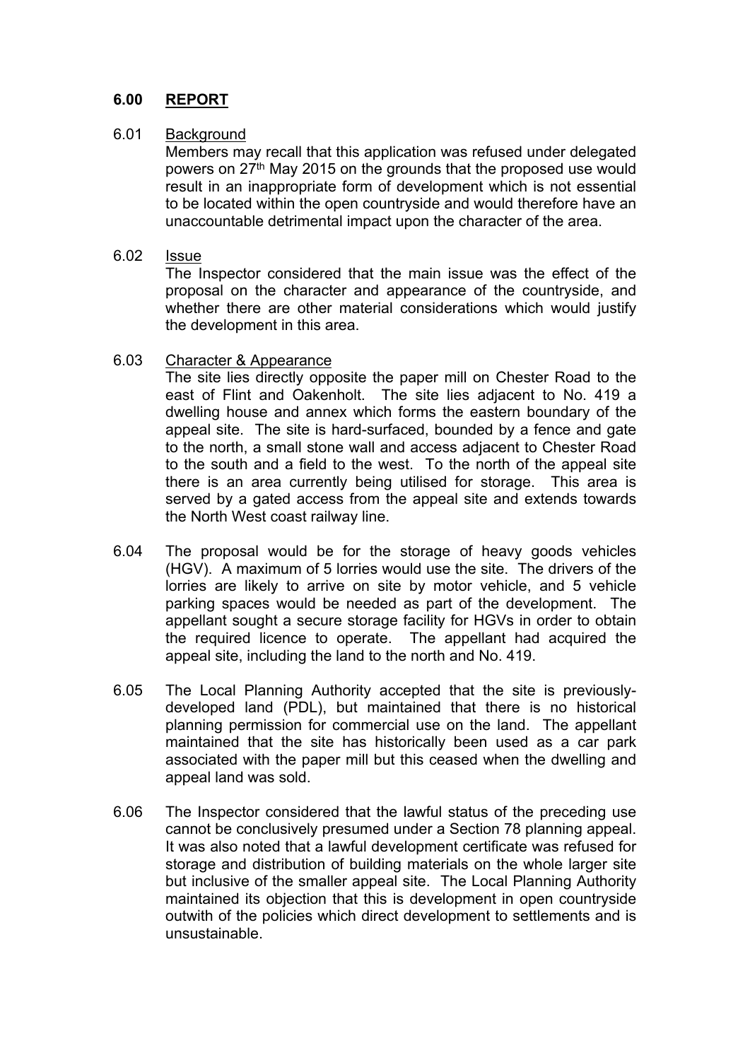## 6.00 REPORT

6.01 Background

Members may recall that this application was refused under delegated powers on 27th May 2015 on the grounds that the proposed use would result in an inappropriate form of development which is not essential to be located within the open countryside and would therefore have an unaccountable detrimental impact upon the character of the area.

6.02 Issue

The Inspector considered that the main issue was the effect of the proposal on the character and appearance of the countryside, and whether there are other material considerations which would justify the development in this area.

6.03 Character & Appearance

The site lies directly opposite the paper mill on Chester Road to the east of Flint and Oakenholt. The site lies adjacent to No. 419 a dwelling house and annex which forms the eastern boundary of the appeal site. The site is hard-surfaced, bounded by a fence and gate to the north, a small stone wall and access adjacent to Chester Road to the south and a field to the west. To the north of the appeal site there is an area currently being utilised for storage. This area is served by a gated access from the appeal site and extends towards the North West coast railway line.

6.04 The proposal would be for the storage of heavy goods vehicles (HGV). A maximum of 5 lorries would use the site. The drivers of the lorries are likely to arrive on site by motor vehicle, and 5 vehicle parking spaces would be needed as part of the development. The appellant sought a secure storage facility for HGVs in order to obtain the required licence to operate. The appellant had acquired the appeal site, including the land to the north and No. 419.

6.05 The Local Planning Authority accepted that the site is previously-developed land (PDL), but maintained that there is no historical planning permission for commercial use on the land. The appellant maintained that the site has historically been used as a car park associated with the paper mill but this ceased when the dwelling and appeal land was sold.

6.06 The Inspector considered that the lawful status of the preceding use cannot be conclusively presumed under a Section 78 planning appeal. It was also noted that a lawful development certificate was refused for storage and distribution of building materials on the whole larger site but inclusive of the smaller appeal site. The Local Planning Authority maintained its objection that this is development in open countryside outwith of the policies which direct development to settlements and is unsustainable.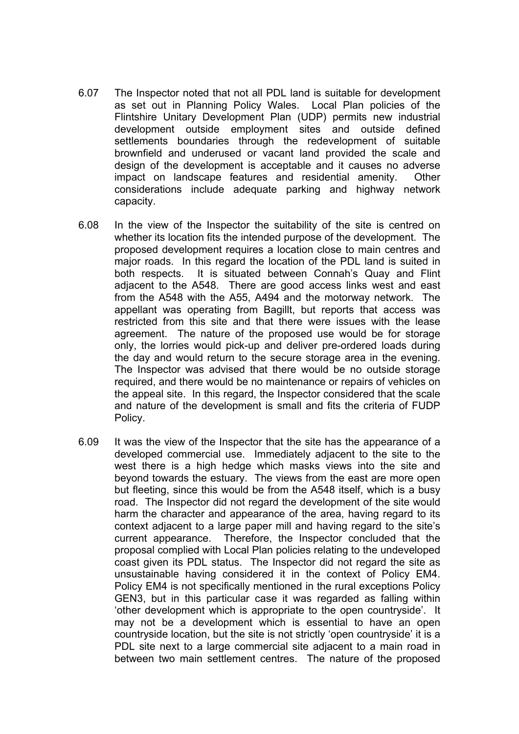6.07 The Inspector noted that not all PDL land is suitable for development as set out in Planning Policy Wales. Local Plan policies of the Flintshire Unitary Development Plan (UDP) permits new industrial development outside employment sites and outside defined settlements boundaries through the redevelopment of suitable brownfield and underused or vacant land provided the scale and design of the development is acceptable and it causes no adverse impact on landscape features and residential amenity. Other considerations include adequate parking and highway network capacity.

6.08 In the view of the Inspector the suitability of the site is centred on whether its location fits the intended purpose of the development. The proposed development requires a location close to main centres and major roads. In this regard the location of the PDL land is suited in both respects. It is situated between Connah's Quay and Flint adjacent to the A548. There are good access links west and east from the A548 with the A55, A494 and the motorway network. The appellant was operating from Bagillt, but reports that access was restricted from this site and that there were issues with the lease agreement. The nature of the proposed use would be for storage only, the lorries would pick-up and deliver pre-ordered loads during the day and would return to the secure storage area in the evening. The Inspector was advised that there would be no outside storage required, and there would be no maintenance or repairs of vehicles on the appeal site. In this regard, the Inspector considered that the scale and nature of the development is small and fits the criteria of FUDP Policy.

6.09 It was the view of the Inspector that the site has the appearance of a developed commercial use. Immediately adjacent to the site to the west there is a high hedge which masks views into the site and beyond towards the estuary. The views from the east are more open but fleeting, since this would be from the A548 itself, which is a busy road. The Inspector did not regard the development of the site would harm the character and appearance of the area, having regard to its context adjacent to a large paper mill and having regard to the site's current appearance. Therefore, the Inspector concluded that the proposal complied with Local Plan policies relating to the undeveloped coast given its PDL status. The Inspector did not regard the site as unsustainable having considered it in the context of Policy EM4. Policy EM4 is not specifically mentioned in the rural exceptions Policy GEN3, but in this particular case it was regarded as falling within 'other development which is appropriate to the open countryside'. It may not be a development which is essential to have an open countryside location, but the site is not strictly 'open countryside' it is a PDL site next to a large commercial site adjacent to a main road in between two main settlement centres. The nature of the proposed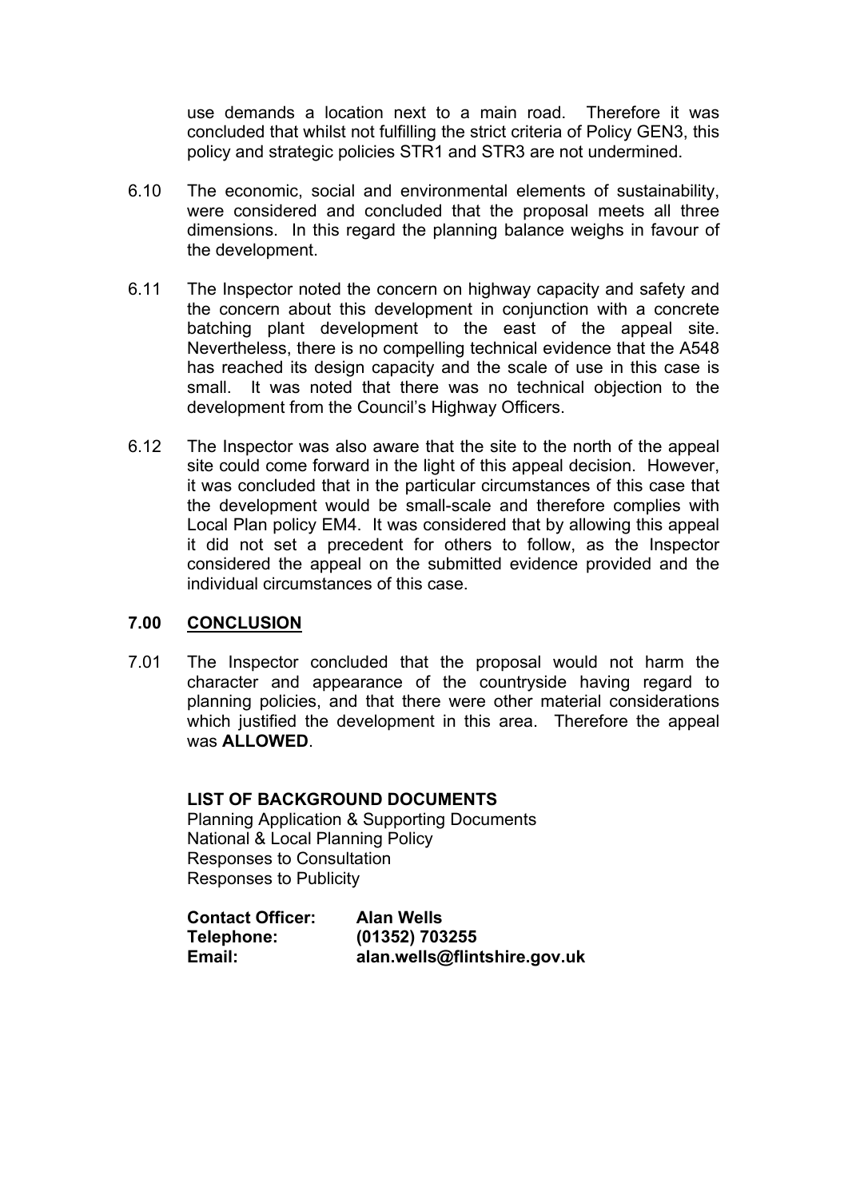use demands a location next to a main road. Therefore it was concluded that whilst not fulfilling the strict criteria of Policy GEN3, this policy and strategic policies STR1 and STR3 are not undermined.

6.10 The economic, social and environmental elements of sustainability, were considered and concluded that the proposal meets all three dimensions. In this regard the planning balance weighs in favour of the development.

6.11 The Inspector noted the concern on highway capacity and safety and the concern about this development in conjunction with a concrete batching plant development to the east of the appeal site. Nevertheless, there is no compelling technical evidence that the A548 has reached its design capacity and the scale of use in this case is small. It was noted that there was no technical objection to the development from the Council's Highway Officers.

6.12 The Inspector was also aware that the site to the north of the appeal site could come forward in the light of this appeal decision. However, it was concluded that in the particular circumstances of this case that the development would be small-scale and therefore complies with Local Plan policy EM4. It was considered that by allowing this appeal it did not set a precedent for others to follow, as the Inspector considered the appeal on the submitted evidence provided and the individual circumstances of this case.

## 7.00 CONCLUSION

7.01 The Inspector concluded that the proposal would not harm the character and appearance of the countryside having regard to planning policies, and that there were other material considerations which justified the development in this area. Therefore the appeal was **ALLOWED**.

**LIST OF BACKGROUND DOCUMENTS**
Planning Application & Supporting Documents
National & Local Planning Policy
Responses to Consultation
Responses to Publicity

| | |
|---|---|
| **Contact Officer:** | **Alan Wells** |
| **Telephone:** | **(01352) 703255** |
| **Email:** | **alan.wells@flintshire.gov.uk** |